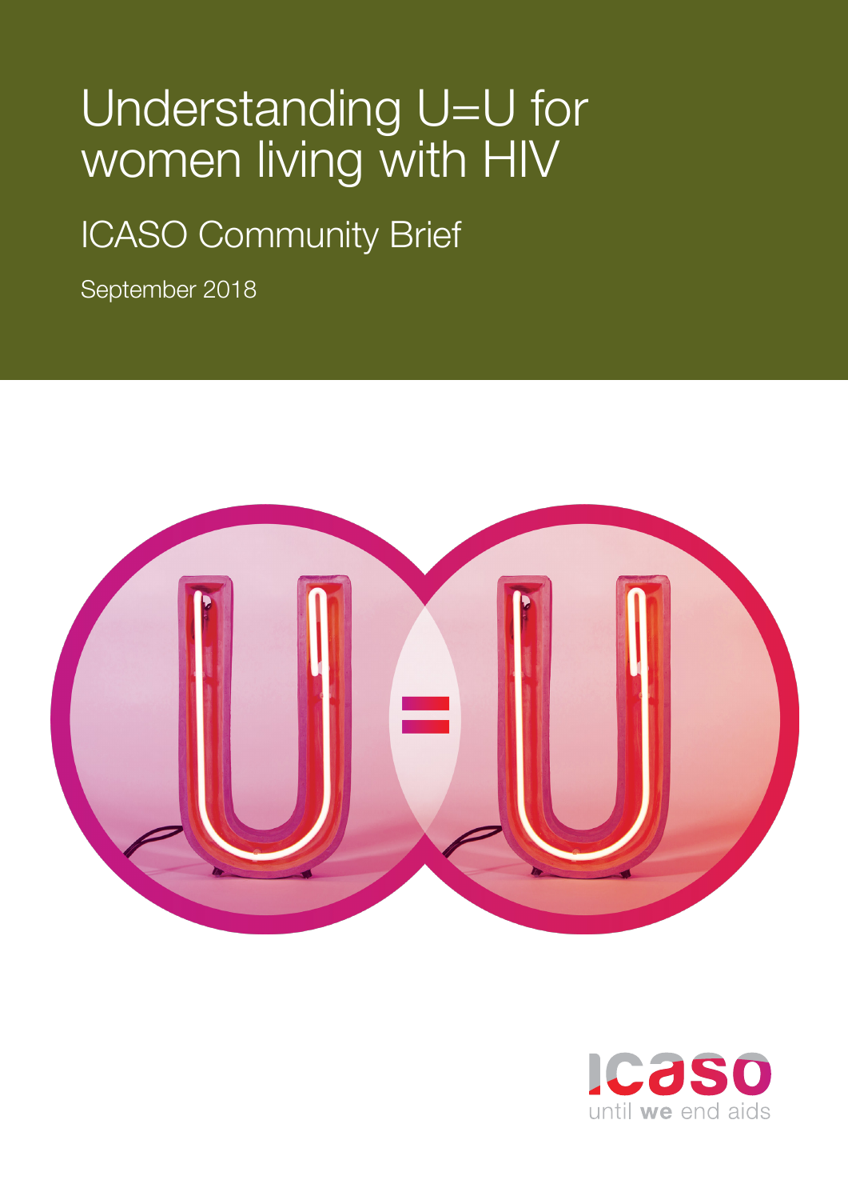# Understanding U=U for women living with HIV

## ICASO Community Brief

September 2018

icaso
until we end aids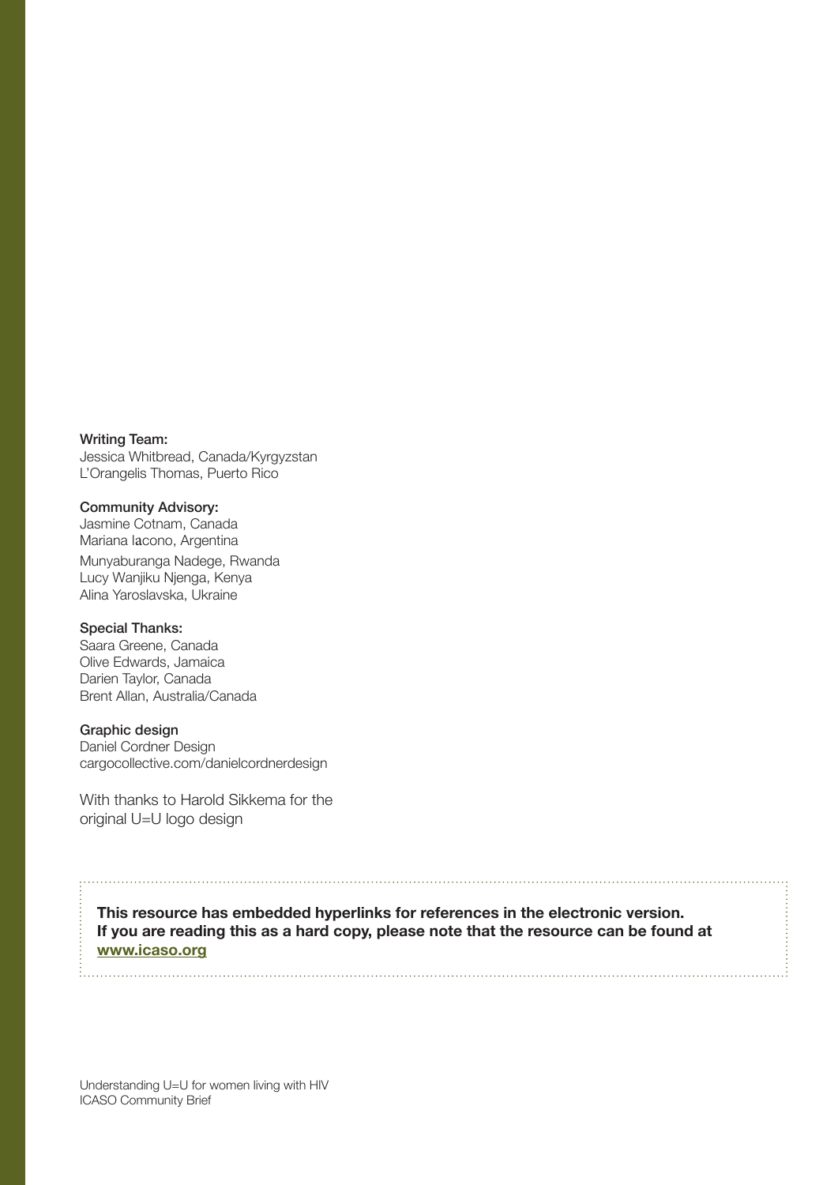**Writing Team:**
Jessica Whitbread, Canada/Kyrgyzstan
L'Orangelis Thomas, Puerto Rico

**Community Advisory:**
Jasmine Cotnam, Canada
Mariana Iacono, Argentina
Munyaburanga Nadege, Rwanda
Lucy Wanjiku Njenga, Kenya
Alina Yaroslavska, Ukraine

**Special Thanks:**
Saara Greene, Canada
Olive Edwards, Jamaica
Darien Taylor, Canada
Brent Allan, Australia/Canada

**Graphic design**
Daniel Cordner Design
cargocollective.com/danielcordnerdesign

With thanks to Harold Sikkema for the original U=U logo design

**This resource has embedded hyperlinks for references in the electronic version. If you are reading this as a hard copy, please note that the resource can be found at [www.icaso.org](http://www.icaso.org)**

Understanding U=U for women living with HIV
ICASO Community Brief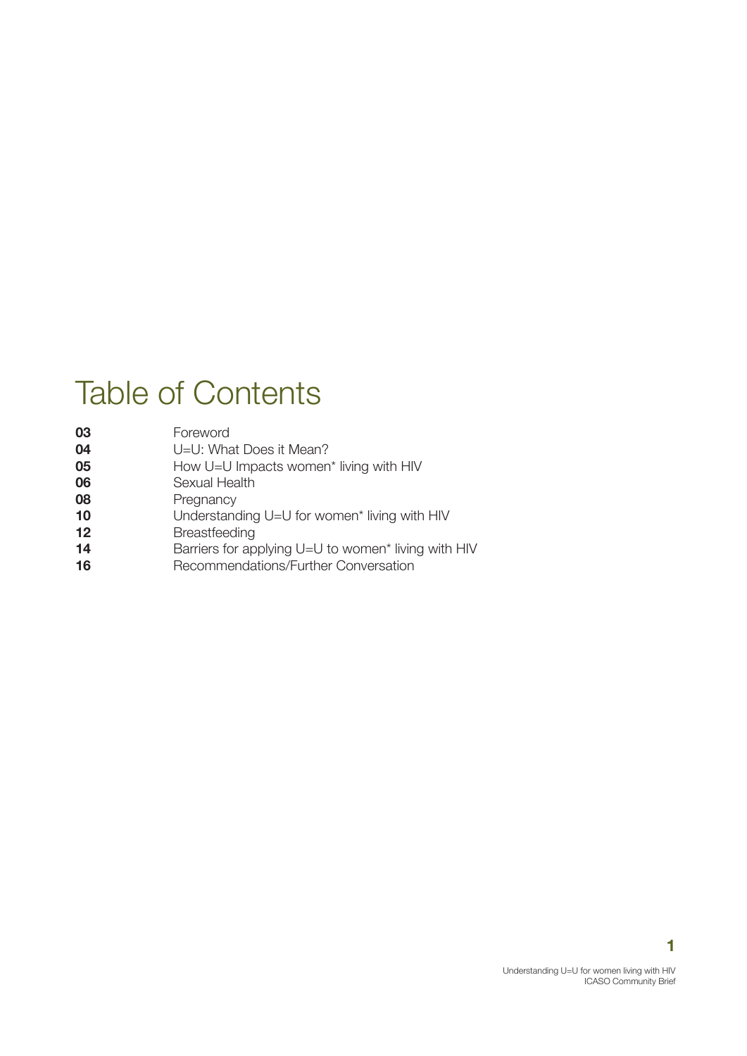# Table of Contents

| | |
|---|---|
| **03** | Foreword |
| **04** | U=U: What Does it Mean? |
| **05** | How U=U Impacts women* living with HIV |
| **06** | Sexual Health |
| **08** | Pregnancy |
| **10** | Understanding U=U for women* living with HIV |
| **12** | Breastfeeding |
| **14** | Barriers for applying U=U to women* living with HIV |
| **16** | Recommendations/Further Conversation |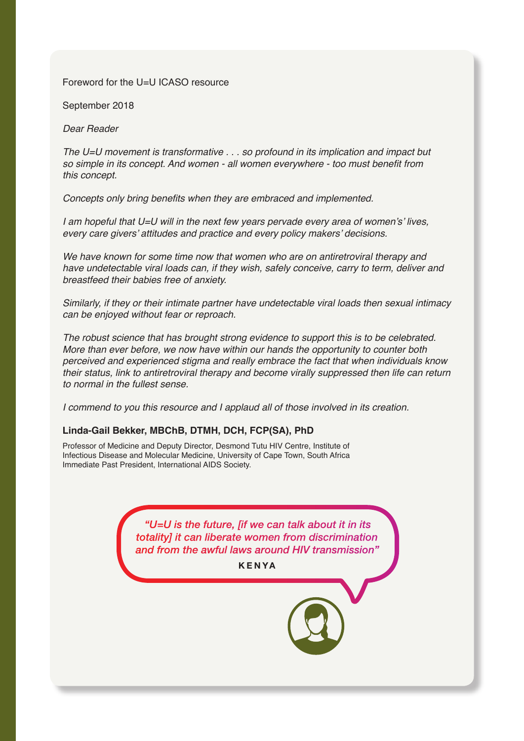Foreword for the U=U ICASO resource

September 2018

*Dear Reader*

*The U=U movement is transformative . . . so profound in its implication and impact but so simple in its concept. And women - all women everywhere - too must benefit from this concept.*

*Concepts only bring benefits when they are embraced and implemented.*

*I am hopeful that U=U will in the next few years pervade every area of women's' lives, every care givers' attitudes and practice and every policy makers' decisions.*

*We have known for some time now that women who are on antiretroviral therapy and have undetectable viral loads can, if they wish, safely conceive, carry to term, deliver and breastfeed their babies free of anxiety.*

*Similarly, if they or their intimate partner have undetectable viral loads then sexual intimacy can be enjoyed without fear or reproach.*

*The robust science that has brought strong evidence to support this is to be celebrated. More than ever before, we now have within our hands the opportunity to counter both perceived and experienced stigma and really embrace the fact that when individuals know their status, link to antiretroviral therapy and become virally suppressed then life can return to normal in the fullest sense.*

*I commend to you this resource and I applaud all of those involved in its creation.*

**Linda-Gail Bekker, MBChB, DTMH, DCH, FCP(SA), PhD**

Professor of Medicine and Deputy Director, Desmond Tutu HIV Centre, Institute of Infectious Disease and Molecular Medicine, University of Cape Town, South Africa
Immediate Past President, International AIDS Society.

> ***"U=U is the future, [if we can talk about it in its totality] it can liberate women from discrimination and from the awful laws around HIV transmission"***
>
> **KENYA**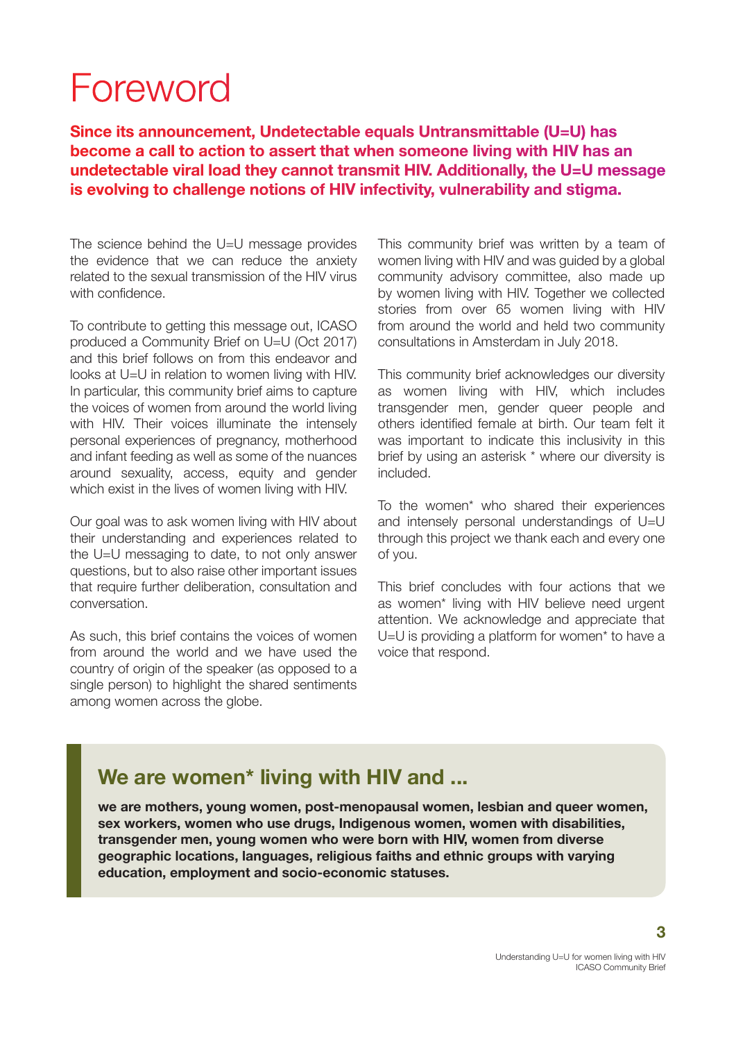# Foreword

**Since its announcement, Undetectable equals Untransmittable (U=U) has become a call to action to assert that when someone living with HIV has an undetectable viral load they cannot transmit HIV. Additionally, the U=U message is evolving to challenge notions of HIV infectivity, vulnerability and stigma.**

The science behind the U=U message provides the evidence that we can reduce the anxiety related to the sexual transmission of the HIV virus with confidence.

To contribute to getting this message out, ICASO produced a Community Brief on U=U (Oct 2017) and this brief follows on from this endeavor and looks at U=U in relation to women living with HIV. In particular, this community brief aims to capture the voices of women from around the world living with HIV. Their voices illuminate the intensely personal experiences of pregnancy, motherhood and infant feeding as well as some of the nuances around sexuality, access, equity and gender which exist in the lives of women living with HIV.

Our goal was to ask women living with HIV about their understanding and experiences related to the U=U messaging to date, to not only answer questions, but to also raise other important issues that require further deliberation, consultation and conversation.

As such, this brief contains the voices of women from around the world and we have used the country of origin of the speaker (as opposed to a single person) to highlight the shared sentiments among women across the globe.

This community brief was written by a team of women living with HIV and was guided by a global community advisory committee, also made up by women living with HIV. Together we collected stories from over 65 women living with HIV from around the world and held two community consultations in Amsterdam in July 2018.

This community brief acknowledges our diversity as women living with HIV, which includes transgender men, gender queer people and others identified female at birth. Our team felt it was important to indicate this inclusivity in this brief by using an asterisk * where our diversity is included.

To the women* who shared their experiences and intensely personal understandings of U=U through this project we thank each and every one of you.

This brief concludes with four actions that we as women* living with HIV believe need urgent attention. We acknowledge and appreciate that U=U is providing a platform for women* to have a voice that respond.

## We are women* living with HIV and ...

**we are mothers, young women, post-menopausal women, lesbian and queer women, sex workers, women who use drugs, Indigenous women, women with disabilities, transgender men, young women who were born with HIV, women from diverse geographic locations, languages, religious faiths and ethnic groups with varying education, employment and socio-economic statuses.**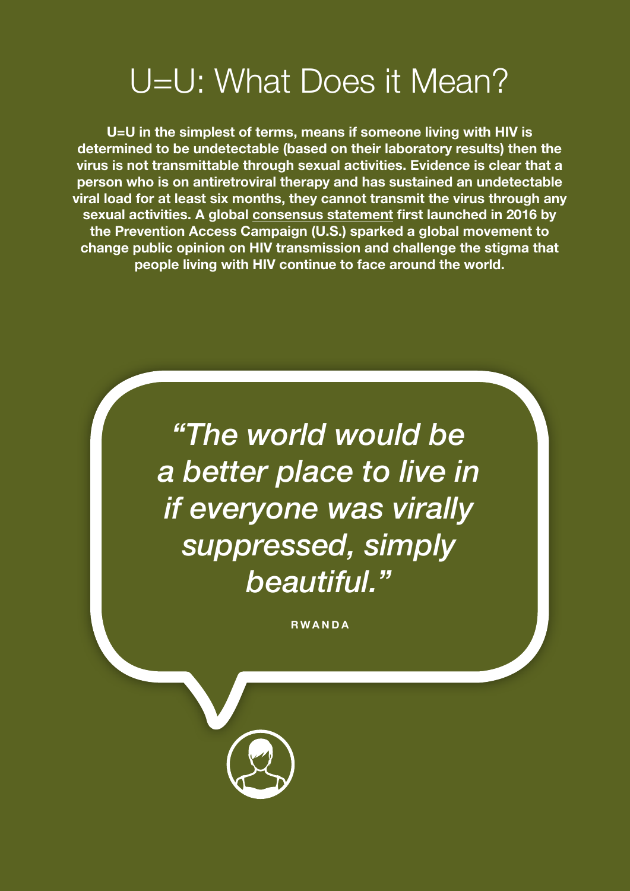# U=U: What Does it Mean?

**U=U in the simplest of terms, means if someone living with HIV is determined to be undetectable (based on their laboratory results) then the virus is not transmittable through sexual activities. Evidence is clear that a person who is on antiretroviral therapy and has sustained an undetectable viral load for at least six months, they cannot transmit the virus through any sexual activities. A global consensus statement first launched in 2016 by the Prevention Access Campaign (U.S.) sparked a global movement to change public opinion on HIV transmission and challenge the stigma that people living with HIV continue to face around the world.**

> *"The world would be a better place to live in if everyone was virally suppressed, simply beautiful."*
>
> RWANDA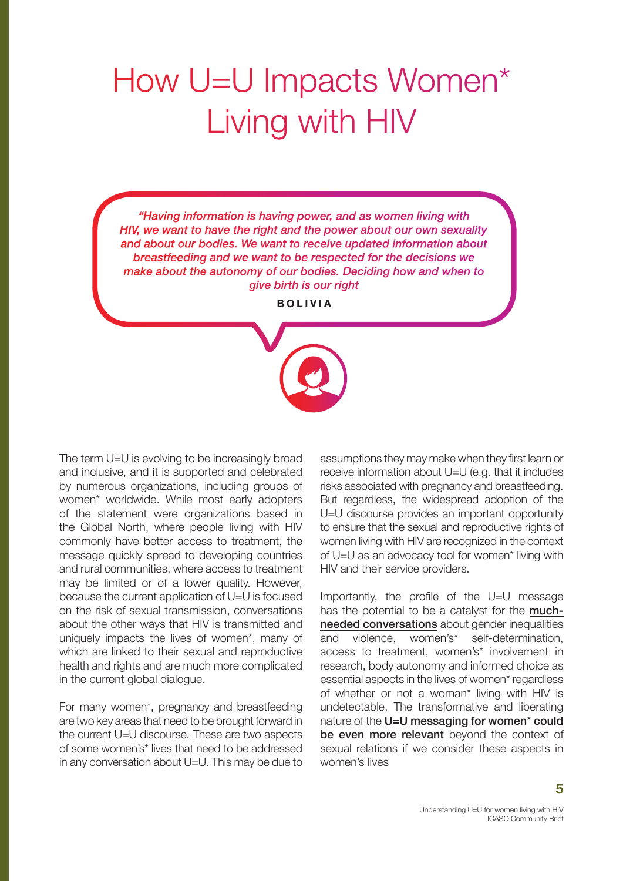# How U=U Impacts Women* Living with HIV

> ***"Having information is having power, and as women living with HIV, we want to have the right and the power about our own sexuality and about our bodies. We want to receive updated information about breastfeeding and we want to be respected for the decisions we make about the autonomy of our bodies. Deciding how and when to give birth is our right***
>
> **BOLIVIA**

The term U=U is evolving to be increasingly broad and inclusive, and it is supported and celebrated by numerous organizations, including groups of women* worldwide. While most early adopters of the statement were organizations based in the Global North, where people living with HIV commonly have better access to treatment, the message quickly spread to developing countries and rural communities, where access to treatment may be limited or of a lower quality. However, because the current application of U=U is focused on the risk of sexual transmission, conversations about the other ways that HIV is transmitted and uniquely impacts the lives of women*, many of which are linked to their sexual and reproductive health and rights and are much more complicated in the current global dialogue.

For many women*, pregnancy and breastfeeding are two key areas that need to be brought forward in the current U=U discourse. These are two aspects of some women's* lives that need to be addressed in any conversation about U=U. This may be due to assumptions they may make when they first learn or receive information about U=U (e.g. that it includes risks associated with pregnancy and breastfeeding. But regardless, the widespread adoption of the U=U discourse provides an important opportunity to ensure that the sexual and reproductive rights of women living with HIV are recognized in the context of U=U as an advocacy tool for women* living with HIV and their service providers.

Importantly, the profile of the U=U message has the potential to be a catalyst for the **much-needed conversations** about gender inequalities and violence, women's* self-determination, access to treatment, women's* involvement in research, body autonomy and informed choice as essential aspects in the lives of women* regardless of whether or not a woman* living with HIV is undetectable. The transformative and liberating nature of the **U=U messaging for women* could be even more relevant** beyond the context of sexual relations if we consider these aspects in women's lives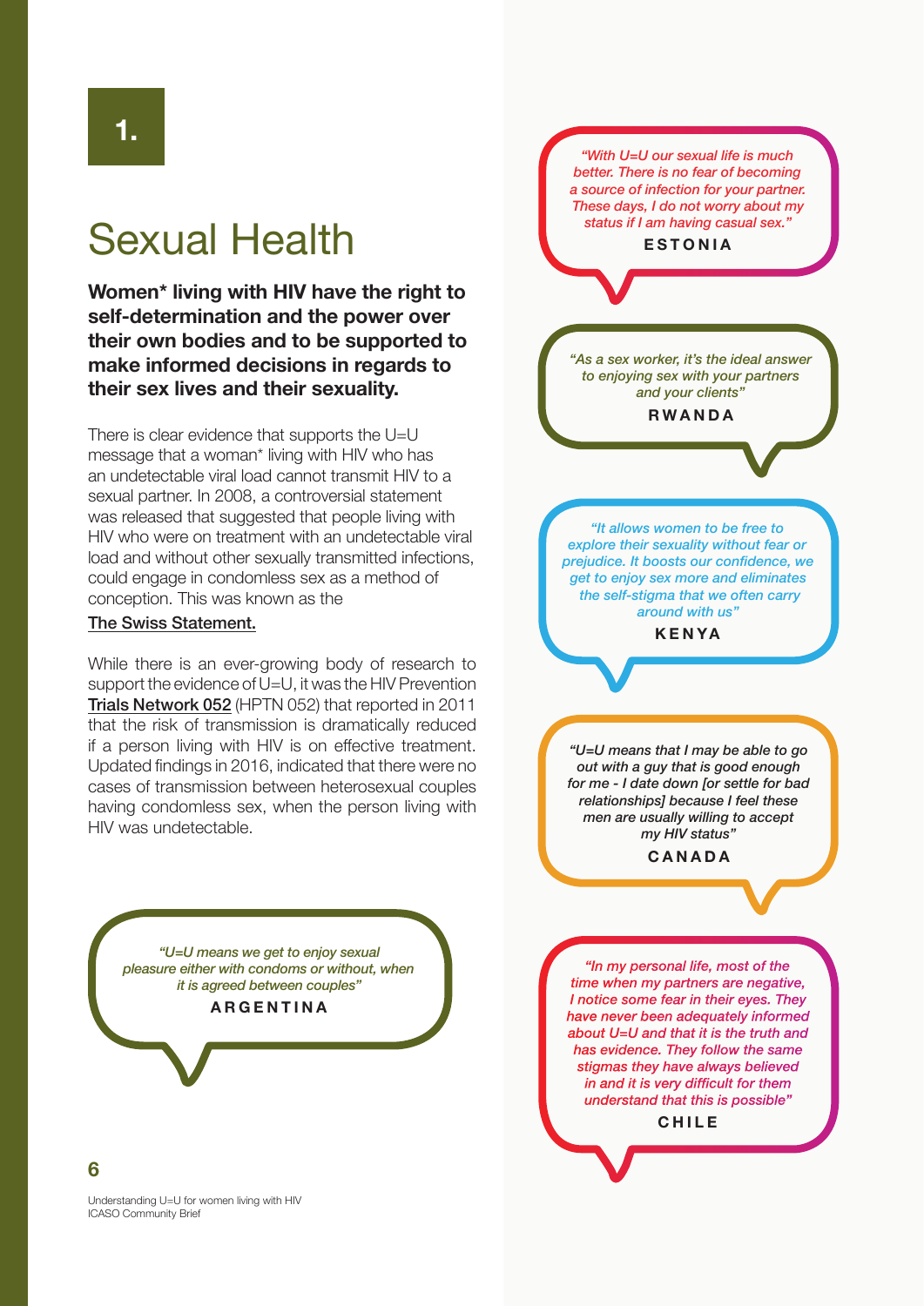# 1.

# Sexual Health

**Women* living with HIV have the right to self-determination and the power over their own bodies and to be supported to make informed decisions in regards to their sex lives and their sexuality.**

There is clear evidence that supports the U=U message that a woman* living with HIV who has an undetectable viral load cannot transmit HIV to a sexual partner. In 2008, a controversial statement was released that suggested that people living with HIV who were on treatment with an undetectable viral load and without other sexually transmitted infections, could engage in condomless sex as a method of conception. This was known as the The Swiss Statement.

While there is an ever-growing body of research to support the evidence of U=U, it was the HIV Prevention Trials Network 052 (HPTN 052) that reported in 2011 that the risk of transmission is dramatically reduced if a person living with HIV is on effective treatment. Updated findings in 2016, indicated that there were no cases of transmission between heterosexual couples having condomless sex, when the person living with HIV was undetectable.

> *"U=U means we get to enjoy sexual pleasure either with condoms or without, when it is agreed between couples"*
> **ARGENTINA**

> *"With U=U our sexual life is much better. There is no fear of becoming a source of infection for your partner. These days, I do not worry about my status if I am having casual sex."*
> **ESTONIA**

> *"As a sex worker, it's the ideal answer to enjoying sex with your partners and your clients"*
> **RWANDA**

> *"It allows women to be free to explore their sexuality without fear or prejudice. It boosts our confidence, we get to enjoy sex more and eliminates the self-stigma that we often carry around with us"*
> **KENYA**

> *"U=U means that I may be able to go out with a guy that is good enough for me - I date down [or settle for bad relationships] because I feel these men are usually willing to accept my HIV status"*
> **CANADA**

> *"In my personal life, most of the time when my partners are negative, I notice some fear in their eyes. They have never been adequately informed about U=U and that it is the truth and has evidence. They follow the same stigmas they have always believed in and it is very difficult for them understand that this is possible"*
> **CHILE**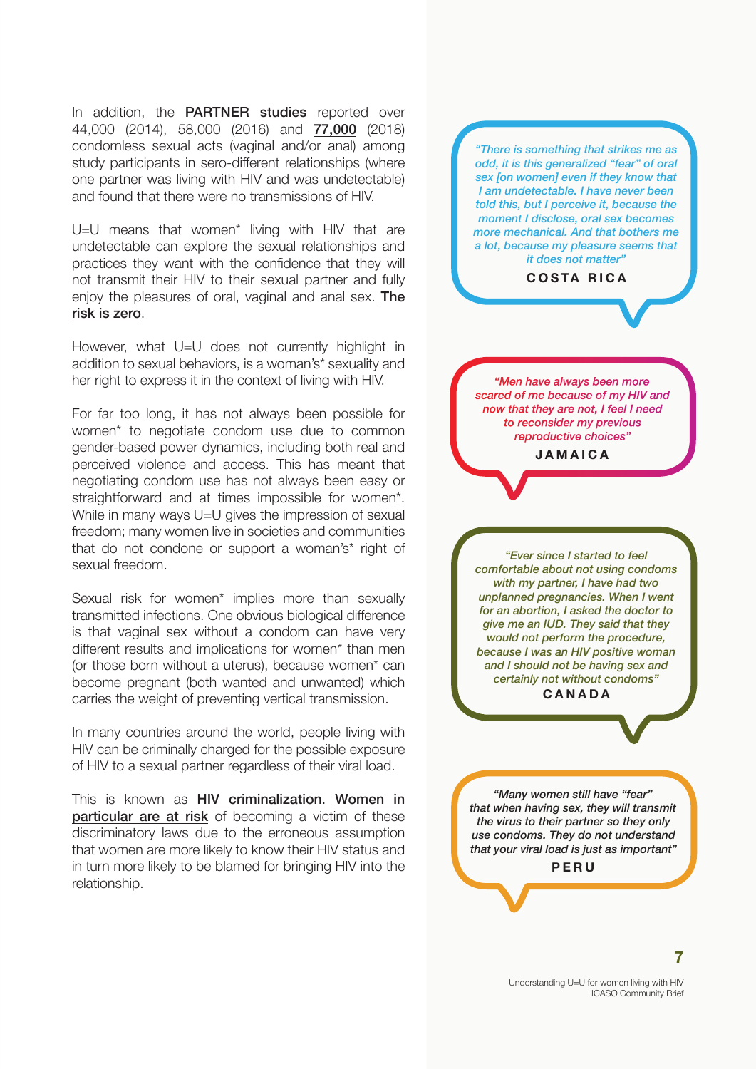In addition, the **PARTNER studies** reported over 44,000 (2014), 58,000 (2016) and **77,000** (2018) condomless sexual acts (vaginal and/or anal) among study participants in sero-different relationships (where one partner was living with HIV and was undetectable) and found that there were no transmissions of HIV.

U=U means that women* living with HIV that are undetectable can explore the sexual relationships and practices they want with the confidence that they will not transmit their HIV to their sexual partner and fully enjoy the pleasures of oral, vaginal and anal sex. The risk is zero.

However, what U=U does not currently highlight in addition to sexual behaviors, is a woman's* sexuality and her right to express it in the context of living with HIV.

For far too long, it has not always been possible for women* to negotiate condom use due to common gender-based power dynamics, including both real and perceived violence and access. This has meant that negotiating condom use has not always been easy or straightforward and at times impossible for women*. While in many ways U=U gives the impression of sexual freedom; many women live in societies and communities that do not condone or support a woman's* right of sexual freedom.

Sexual risk for women* implies more than sexually transmitted infections. One obvious biological difference is that vaginal sex without a condom can have very different results and implications for women* than men (or those born without a uterus), because women* can become pregnant (both wanted and unwanted) which carries the weight of preventing vertical transmission.

In many countries around the world, people living with HIV can be criminally charged for the possible exposure of HIV to a sexual partner regardless of their viral load.

This is known as **HIV criminalization**. **Women in particular are at risk** of becoming a victim of these discriminatory laws due to the erroneous assumption that women are more likely to know their HIV status and in turn more likely to be blamed for bringing HIV into the relationship.

> *"There is something that strikes me as odd, it is this generalized "fear" of oral sex [on women] even if they know that I am undetectable. I have never been told this, but I perceive it, because the moment I disclose, oral sex becomes more mechanical. And that bothers me a lot, because my pleasure seems that it does not matter"*
>
> **COSTA RICA**

> *"Men have always been more scared of me because of my HIV and now that they are not, I feel I need to reconsider my previous reproductive choices"*
>
> **JAMAICA**

> *"Ever since I started to feel comfortable about not using condoms with my partner, I have had two unplanned pregnancies. When I went for an abortion, I asked the doctor to give me an IUD. They said that they would not perform the procedure, because I was an HIV positive woman and I should not be having sex and certainly not without condoms"*
>
> **CANADA**

> *"Many women still have "fear" that when having sex, they will transmit the virus to their partner so they only use condoms. They do not understand that your viral load is just as important"*
>
> **PERU**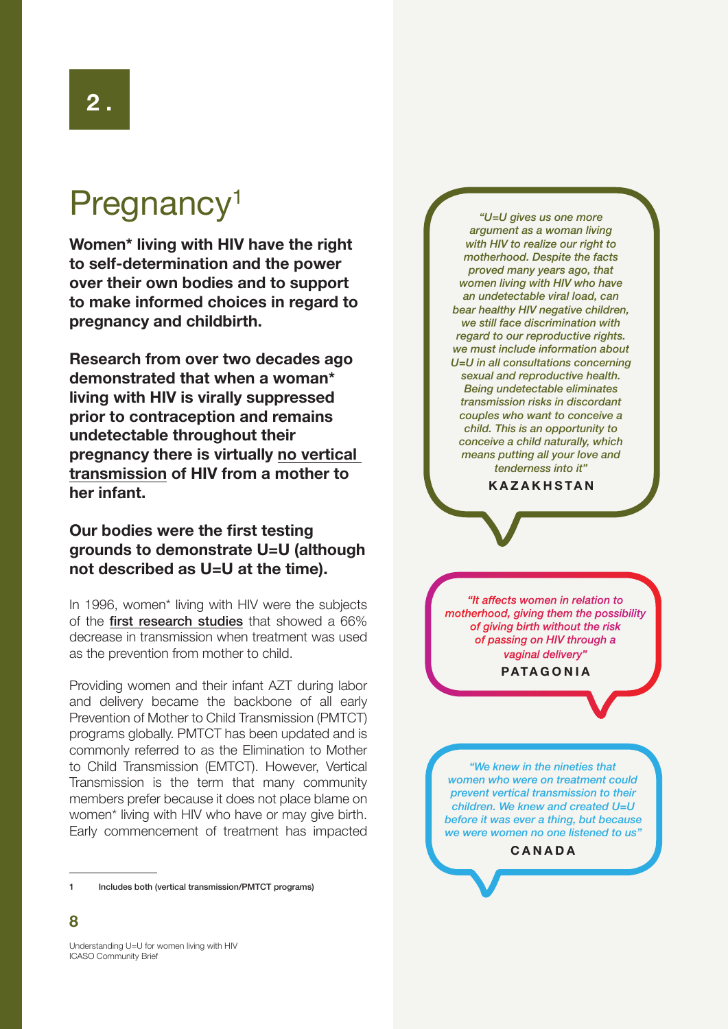2.

# Pregnancy[1]

**Women* living with HIV have the right to self-determination and the power over their own bodies and to support to make informed choices in regard to pregnancy and childbirth.**

**Research from over two decades ago demonstrated that when a woman* living with HIV is virally suppressed prior to contraception and remains undetectable throughout their pregnancy there is virtually no vertical transmission of HIV from a mother to her infant.**

**Our bodies were the first testing grounds to demonstrate U=U (although not described as U=U at the time).**

In 1996, women* living with HIV were the subjects of the first research studies that showed a 66% decrease in transmission when treatment was used as the prevention from mother to child.

Providing women and their infant AZT during labor and delivery became the backbone of all early Prevention of Mother to Child Transmission (PMTCT) programs globally. PMTCT has been updated and is commonly referred to as the Elimination to Mother to Child Transmission (EMTCT). However, Vertical Transmission is the term that many community members prefer because it does not place blame on women* living with HIV who have or may give birth. Early commencement of treatment has impacted

1 Includes both (vertical transmission/PMTCT programs)

*"U=U gives us one more argument as a woman living with HIV to realize our right to motherhood. Despite the facts proved many years ago, that women living with HIV who have an undetectable viral load, can bear healthy HIV negative children, we still face discrimination with regard to our reproductive rights. we must include information about U=U in all consultations concerning sexual and reproductive health. Being undetectable eliminates transmission risks in discordant couples who want to conceive a child. This is an opportunity to conceive a child naturally, which means putting all your love and tenderness into it"*

**KAZAKHSTAN**

*"It affects women in relation to motherhood, giving them the possibility of giving birth without the risk of passing on HIV through a vaginal delivery"*

**PATAGONIA**

*"We knew in the nineties that women who were on treatment could prevent vertical transmission to their children. We knew and created U=U before it was ever a thing, but because we were women no one listened to us"*

**CANADA**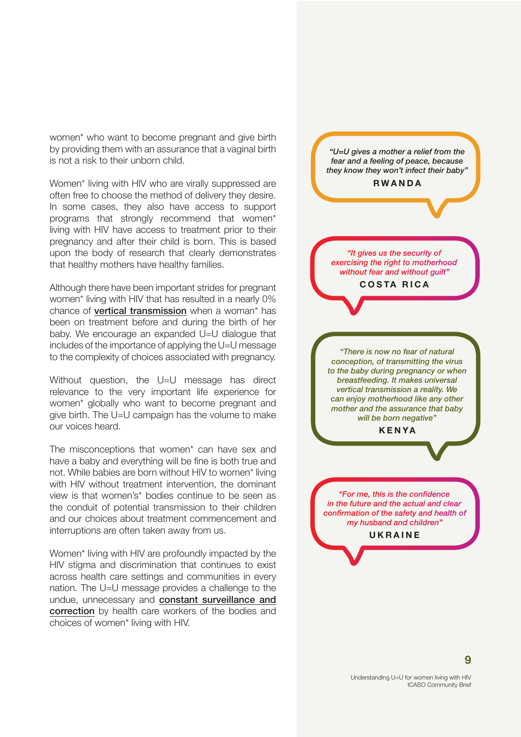women* who want to become pregnant and give birth by providing them with an assurance that a vaginal birth is not a risk to their unborn child.

Women* living with HIV who are virally suppressed are often free to choose the method of delivery they desire. In some cases, they also have access to support programs that strongly recommend that women* living with HIV have access to treatment prior to their pregnancy and after their child is born. This is based upon the body of research that clearly demonstrates that healthy mothers have healthy families.

Although there have been important strides for pregnant women* living with HIV that has resulted in a nearly 0% chance of **vertical transmission** when a woman* has been on treatment before and during the birth of her baby. We encourage an expanded U=U dialogue that includes of the importance of applying the U=U message to the complexity of choices associated with pregnancy.

Without question, the U=U message has direct relevance to the very important life experience for women* globally who want to become pregnant and give birth. The U=U campaign has the volume to make our voices heard.

The misconceptions that women* can have sex and have a baby and everything will be fine is both true and not. While babies are born without HIV to women* living with HIV without treatment intervention, the dominant view is that women's* bodies continue to be seen as the conduit of potential transmission to their children and our choices about treatment commencement and interruptions are often taken away from us.

Women* living with HIV are profoundly impacted by the HIV stigma and discrimination that continues to exist across health care settings and communities in every nation. The U=U message provides a challenge to the undue, unnecessary and **constant surveillance and correction** by health care workers of the bodies and choices of women* living with HIV.

> *"U=U gives a mother a relief from the fear and a feeling of peace, because they know they won't infect their baby"*
>
> **RWANDA**

> *"It gives us the security of exercising the right to motherhood without fear and without guilt"*
>
> **COSTA RICA**

> *"There is now no fear of natural conception, of transmitting the virus to the baby during pregnancy or when breastfeeding. It makes universal vertical transmission a reality. We can enjoy motherhood like any other mother and the assurance that baby will be born negative"*
>
> **KENYA**

> *"For me, this is the confidence in the future and the actual and clear confirmation of the safety and health of my husband and children"*
>
> **UKRAINE**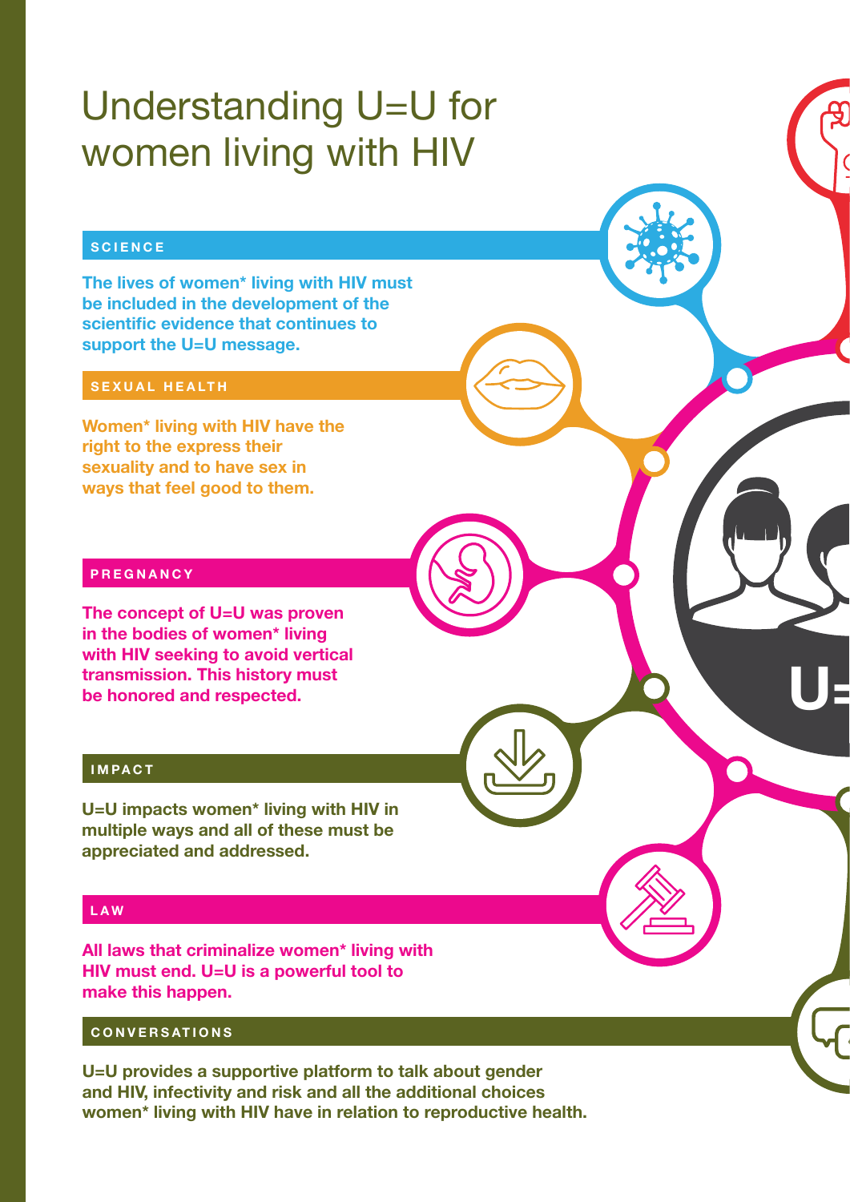# Understanding U=U for women living with HIV

## SCIENCE

**The lives of women* living with HIV must be included in the development of the scientific evidence that continues to support the U=U message.**

## SEXUAL HEALTH

**Women* living with HIV have the right to the express their sexuality and to have sex in ways that feel good to them.**

## PREGNANCY

**The concept of U=U was proven in the bodies of women* living with HIV seeking to avoid vertical transmission. This history must be honored and respected.**

## IMPACT

**U=U impacts women* living with HIV in multiple ways and all of these must be appreciated and addressed.**

## LAW

**All laws that criminalize women* living with HIV must end. U=U is a powerful tool to make this happen.**

## CONVERSATIONS

**U=U provides a supportive platform to talk about gender and HIV, infectivity and risk and all the additional choices women* living with HIV have in relation to reproductive health.**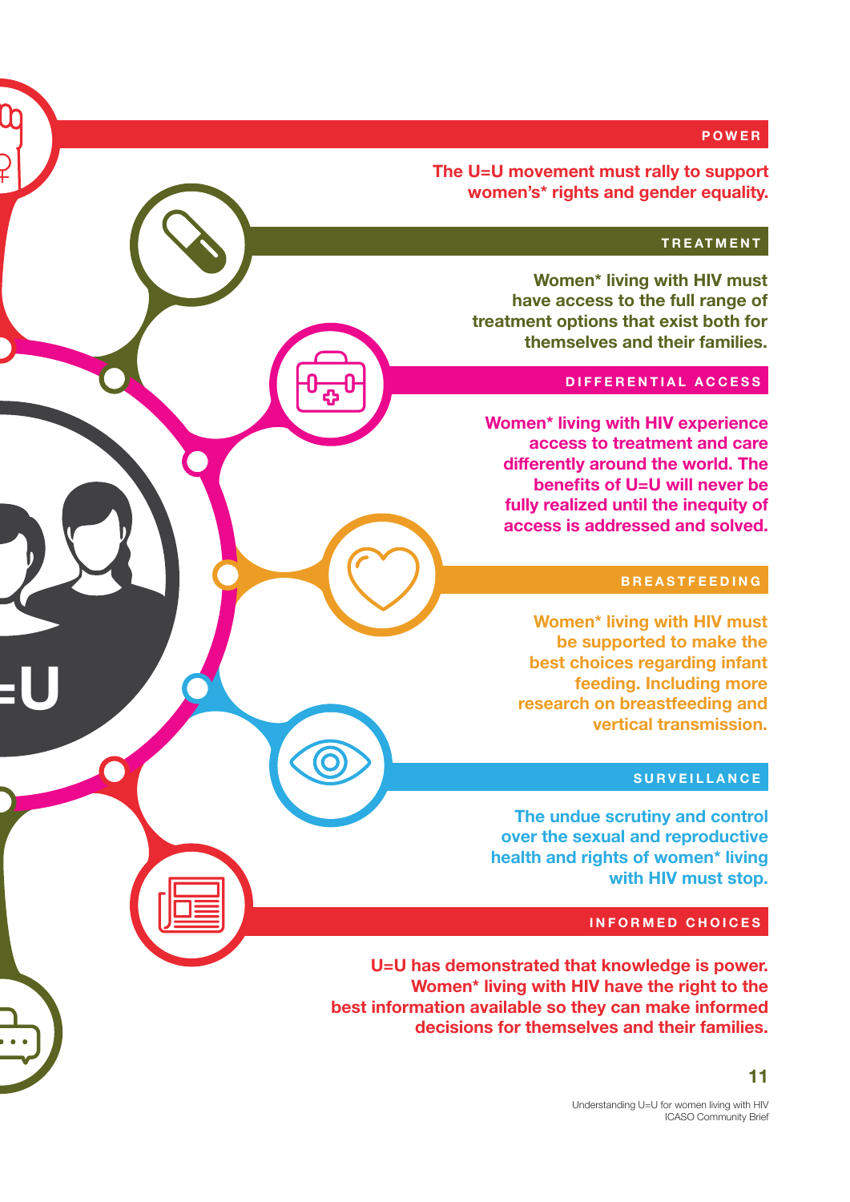## POWER

**The U=U movement must rally to support women's* rights and gender equality.**

## TREATMENT

**Women* living with HIV must have access to the full range of treatment options that exist both for themselves and their families.**

## DIFFERENTIAL ACCESS

**Women* living with HIV experience access to treatment and care differently around the world. The benefits of U=U will never be fully realized until the inequity of access is addressed and solved.**

## BREASTFEEDING

**Women* living with HIV must be supported to make the best choices regarding infant feeding. Including more research on breastfeeding and vertical transmission.**

## SURVEILLANCE

**The undue scrutiny and control over the sexual and reproductive health and rights of women* living with HIV must stop.**

## INFORMED CHOICES

**U=U has demonstrated that knowledge is power. Women* living with HIV have the right to the best information available so they can make informed decisions for themselves and their families.**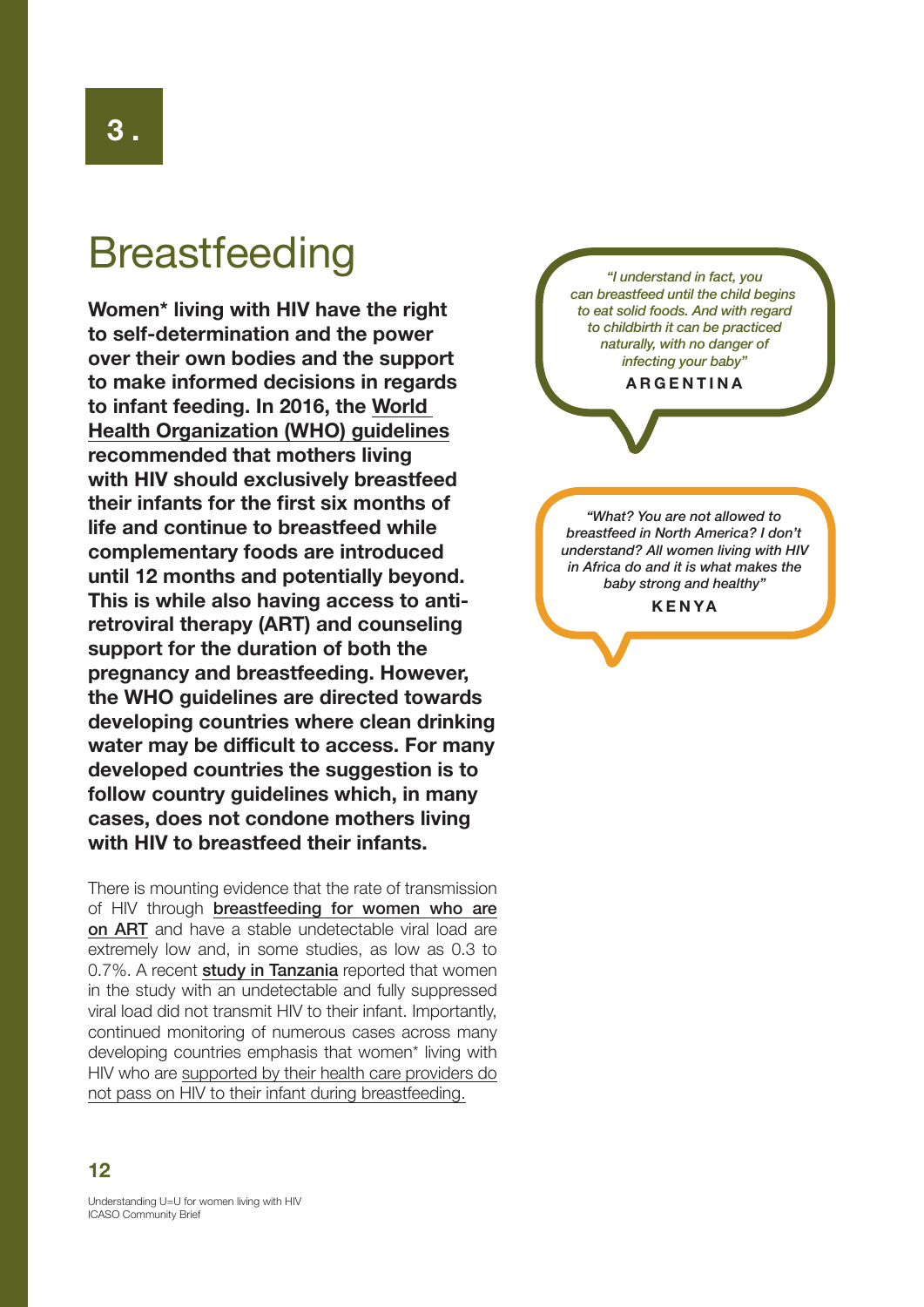3 .

# Breastfeeding

**Women* living with HIV have the right to self-determination and the power over their own bodies and the support to make informed decisions in regards to infant feeding. In 2016, the World Health Organization (WHO) guidelines recommended that mothers living with HIV should exclusively breastfeed their infants for the first six months of life and continue to breastfeed while complementary foods are introduced until 12 months and potentially beyond. This is while also having access to anti-retroviral therapy (ART) and counseling support for the duration of both the pregnancy and breastfeeding. However, the WHO guidelines are directed towards developing countries where clean drinking water may be difficult to access. For many developed countries the suggestion is to follow country guidelines which, in many cases, does not condone mothers living with HIV to breastfeed their infants.**

There is mounting evidence that the rate of transmission of HIV through **breastfeeding for women who are on ART** and have a stable undetectable viral load are extremely low and, in some studies, as low as 0.3 to 0.7%. A recent **study in Tanzania** reported that women in the study with an undetectable and fully suppressed viral load did not transmit HIV to their infant. Importantly, continued monitoring of numerous cases across many developing countries emphasis that women* living with HIV who are supported by their health care providers do not pass on HIV to their infant during breastfeeding.

> *"I understand in fact, you can breastfeed until the child begins to eat solid foods. And with regard to childbirth it can be practiced naturally, with no danger of infecting your baby"*
>
> **ARGENTINA**

> *"What? You are not allowed to breastfeed in North America? I don't understand? All women living with HIV in Africa do and it is what makes the baby strong and healthy"*
>
> **KENYA**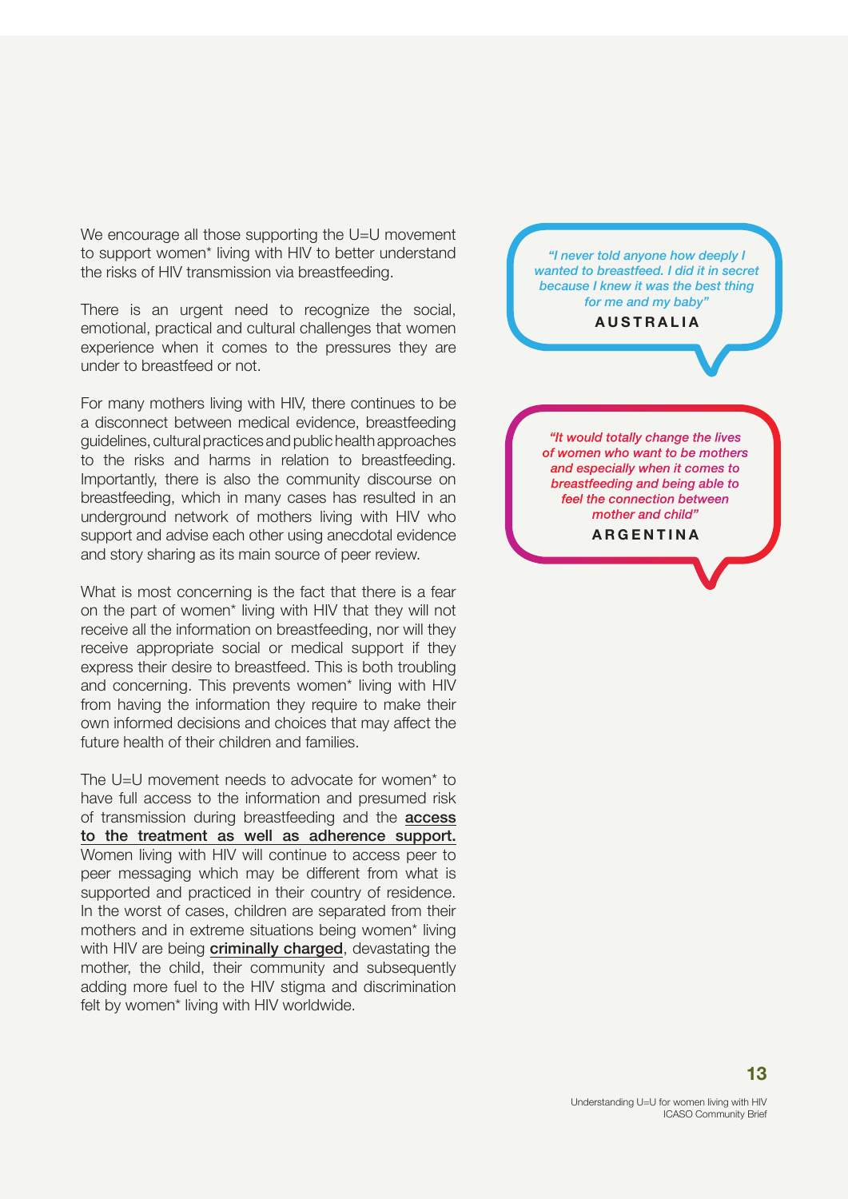We encourage all those supporting the U=U movement to support women* living with HIV to better understand the risks of HIV transmission via breastfeeding.

There is an urgent need to recognize the social, emotional, practical and cultural challenges that women experience when it comes to the pressures they are under to breastfeed or not.

For many mothers living with HIV, there continues to be a disconnect between medical evidence, breastfeeding guidelines, cultural practices and public health approaches to the risks and harms in relation to breastfeeding. Importantly, there is also the community discourse on breastfeeding, which in many cases has resulted in an underground network of mothers living with HIV who support and advise each other using anecdotal evidence and story sharing as its main source of peer review.

What is most concerning is the fact that there is a fear on the part of women* living with HIV that they will not receive all the information on breastfeeding, nor will they receive appropriate social or medical support if they express their desire to breastfeed. This is both troubling and concerning. This prevents women* living with HIV from having the information they require to make their own informed decisions and choices that may affect the future health of their children and families.

The U=U movement needs to advocate for women* to have full access to the information and presumed risk of transmission during breastfeeding and the **access to the treatment as well as adherence support.** Women living with HIV will continue to access peer to peer messaging which may be different from what is supported and practiced in their country of residence. In the worst of cases, children are separated from their mothers and in extreme situations being women* living with HIV are being **criminally charged**, devastating the mother, the child, their community and subsequently adding more fuel to the HIV stigma and discrimination felt by women* living with HIV worldwide.

> *"I never told anyone how deeply I wanted to breastfeed. I did it in secret because I knew it was the best thing for me and my baby"*
>
> **AUSTRALIA**

> *"It would totally change the lives of women who want to be mothers and especially when it comes to breastfeeding and being able to feel the connection between mother and child"*
>
> **ARGENTINA**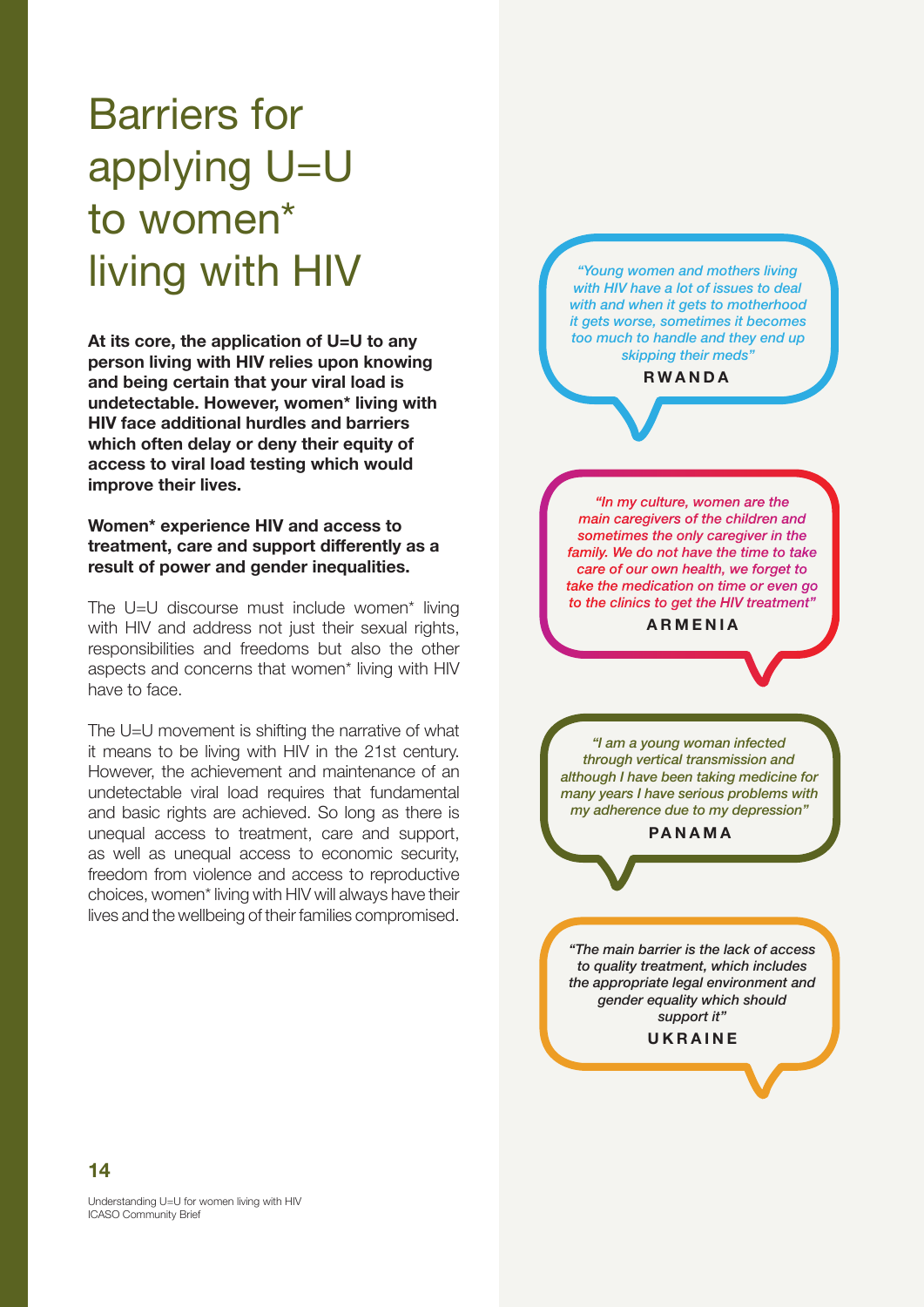# Barriers for applying U=U to women* living with HIV

**At its core, the application of U=U to any person living with HIV relies upon knowing and being certain that your viral load is undetectable. However, women* living with HIV face additional hurdles and barriers which often delay or deny their equity of access to viral load testing which would improve their lives.**

**Women* experience HIV and access to treatment, care and support differently as a result of power and gender inequalities.**

The U=U discourse must include women* living with HIV and address not just their sexual rights, responsibilities and freedoms but also the other aspects and concerns that women* living with HIV have to face.

The U=U movement is shifting the narrative of what it means to be living with HIV in the 21st century. However, the achievement and maintenance of an undetectable viral load requires that fundamental and basic rights are achieved. So long as there is unequal access to treatment, care and support, as well as unequal access to economic security, freedom from violence and access to reproductive choices, women* living with HIV will always have their lives and the wellbeing of their families compromised.

*"Young women and mothers living with HIV have a lot of issues to deal with and when it gets to motherhood it gets worse, sometimes it becomes too much to handle and they end up skipping their meds"*

**RWANDA**

*"In my culture, women are the main caregivers of the children and sometimes the only caregiver in the family. We do not have the time to take care of our own health, we forget to take the medication on time or even go to the clinics to get the HIV treatment"*

**ARMENIA**

*"I am a young woman infected through vertical transmission and although I have been taking medicine for many years I have serious problems with my adherence due to my depression"*

**PANAMA**

*"The main barrier is the lack of access to quality treatment, which includes the appropriate legal environment and gender equality which should support it"*

**UKRAINE**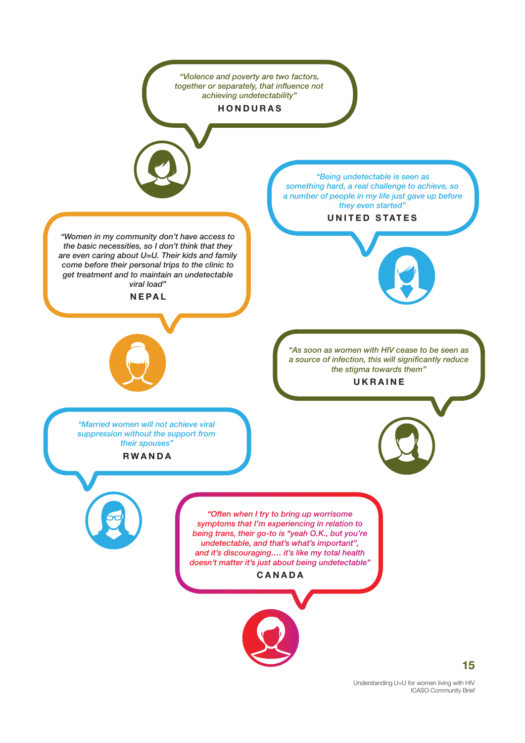*"Violence and poverty are two factors, together or separately, that influence not achieving undetectability"*

**HONDURAS**

*"Being undetectable is seen as something hard, a real challenge to achieve, so a number of people in my life just gave up before they even started"*

**UNITED STATES**

*"Women in my community don't have access to the basic necessities, so I don't think that they are even caring about U=U. Their kids and family come before their personal trips to the clinic to get treatment and to maintain an undetectable viral load"*

**NEPAL**

*"As soon as women with HIV cease to be seen as a source of infection, this will significantly reduce the stigma towards them"*

**UKRAINE**

*"Married women will not achieve viral suppression without the support from their spouses"*

**RWANDA**

*"Often when I try to bring up worrisome symptoms that I'm experiencing in relation to being trans, their go-to is "yeah O.K., but you're undetectable, and that's what's important", and it's discouraging.... it's like my total health doesn't matter it's just about being undetectable"*

**CANADA**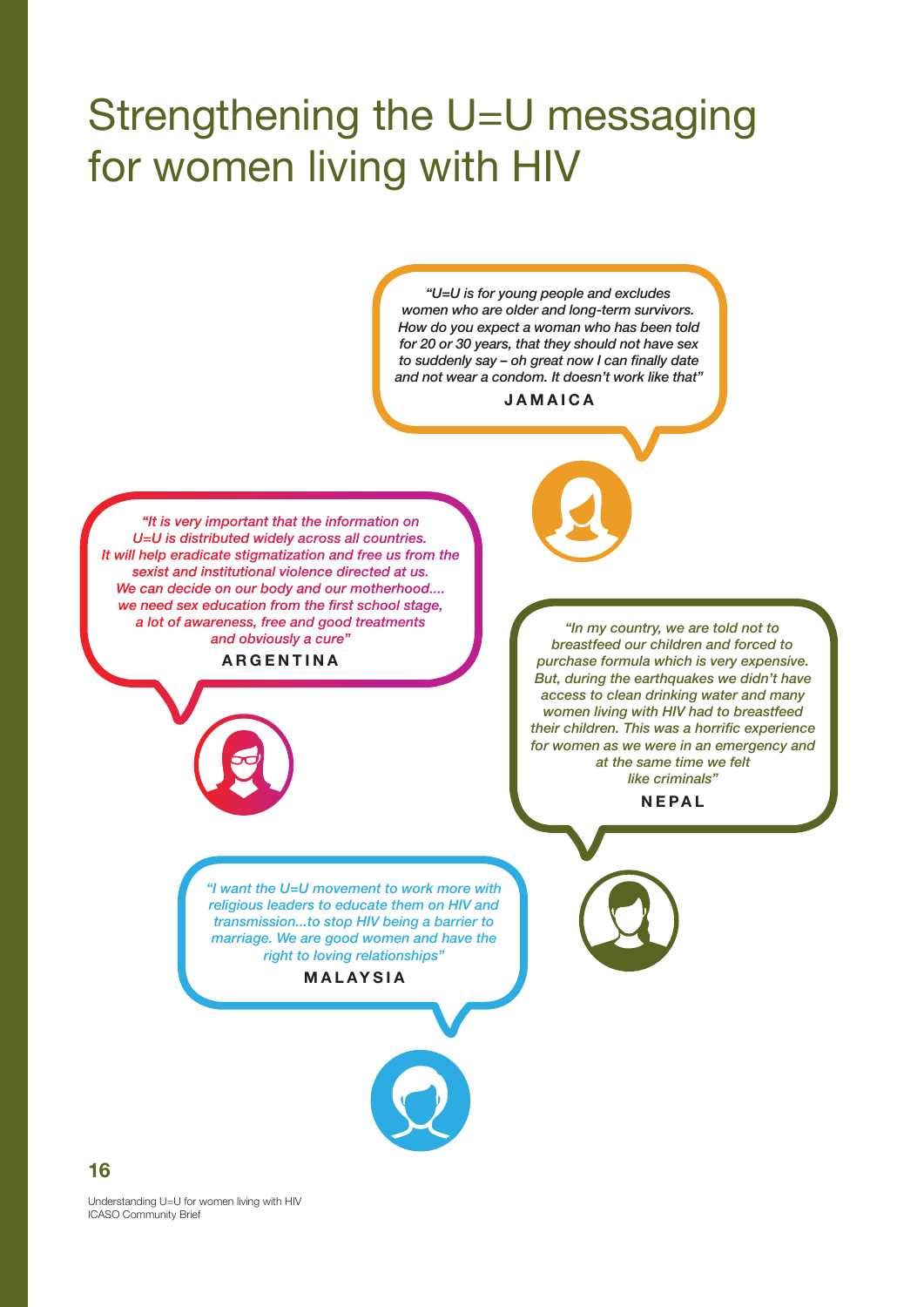# Strengthening the U=U messaging for women living with HIV

*"U=U is for young people and excludes women who are older and long-term survivors. How do you expect a woman who has been told for 20 or 30 years, that they should not have sex to suddenly say – oh great now I can finally date and not wear a condom. It doesn't work like that"*

**JAMAICA**

*"It is very important that the information on U=U is distributed widely across all countries. It will help eradicate stigmatization and free us from the sexist and institutional violence directed at us. We can decide on our body and our motherhood.... we need sex education from the first school stage, a lot of awareness, free and good treatments and obviously a cure"*

**ARGENTINA**

*"In my country, we are told not to breastfeed our children and forced to purchase formula which is very expensive. But, during the earthquakes we didn't have access to clean drinking water and many women living with HIV had to breastfeed their children. This was a horrific experience for women as we were in an emergency and at the same time we felt like criminals"*

**NEPAL**

*"I want the U=U movement to work more with religious leaders to educate them on HIV and transmission...to stop HIV being a barrier to marriage. We are good women and have the right to loving relationships"*

**MALAYSIA**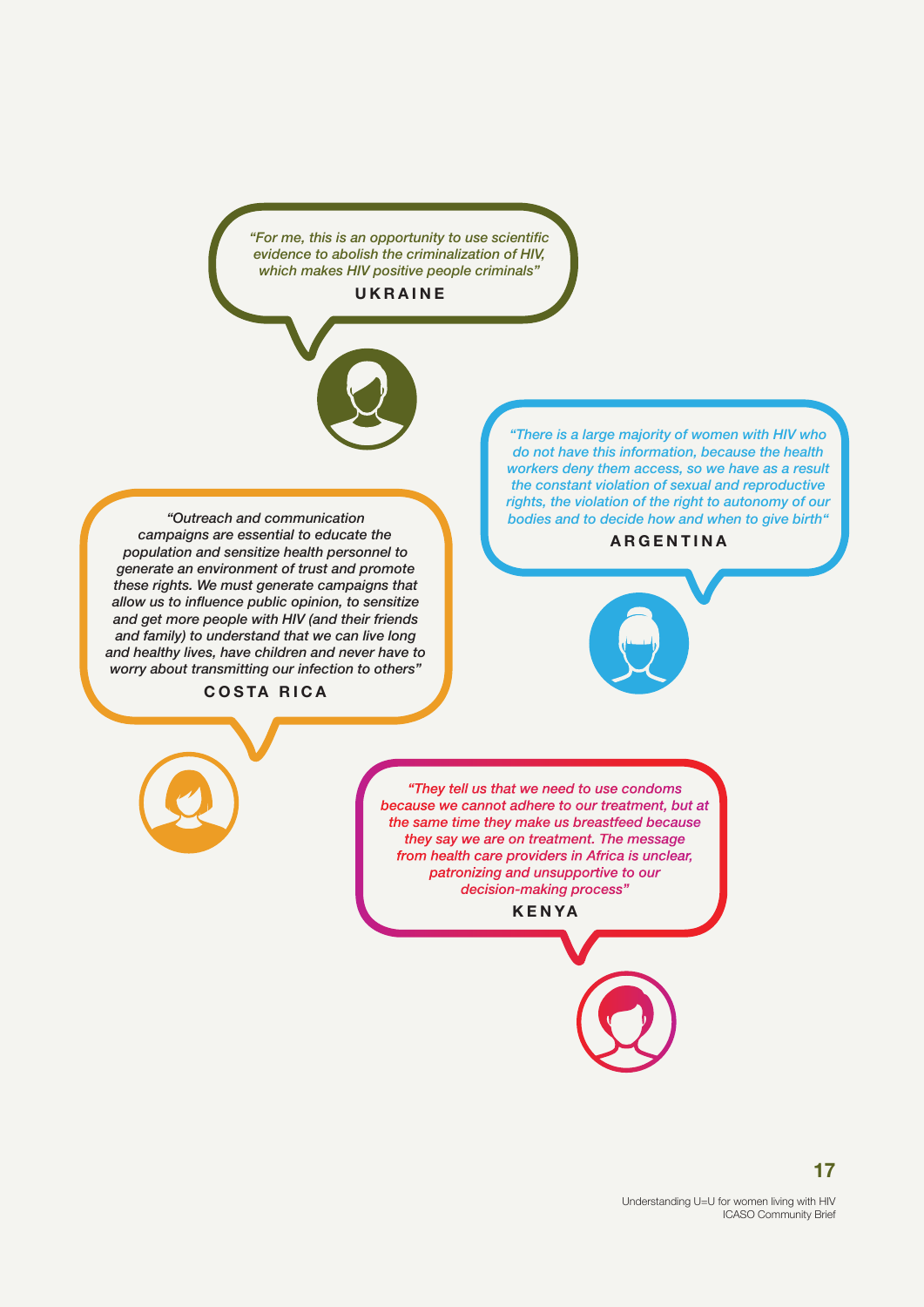*"For me, this is an opportunity to use scientific evidence to abolish the criminalization of HIV, which makes HIV positive people criminals"*

**UKRAINE**

*"There is a large majority of women with HIV who do not have this information, because the health workers deny them access, so we have as a result the constant violation of sexual and reproductive rights, the violation of the right to autonomy of our bodies and to decide how and when to give birth"*

**ARGENTINA**

*"Outreach and communication campaigns are essential to educate the population and sensitize health personnel to generate an environment of trust and promote these rights. We must generate campaigns that allow us to influence public opinion, to sensitize and get more people with HIV (and their friends and family) to understand that we can live long and healthy lives, have children and never have to worry about transmitting our infection to others"*

**COSTA RICA**

*"They tell us that we need to use condoms because we cannot adhere to our treatment, but at the same time they make us breastfeed because they say we are on treatment. The message from health care providers in Africa is unclear, patronizing and unsupportive to our decision-making process"*

**KENYA**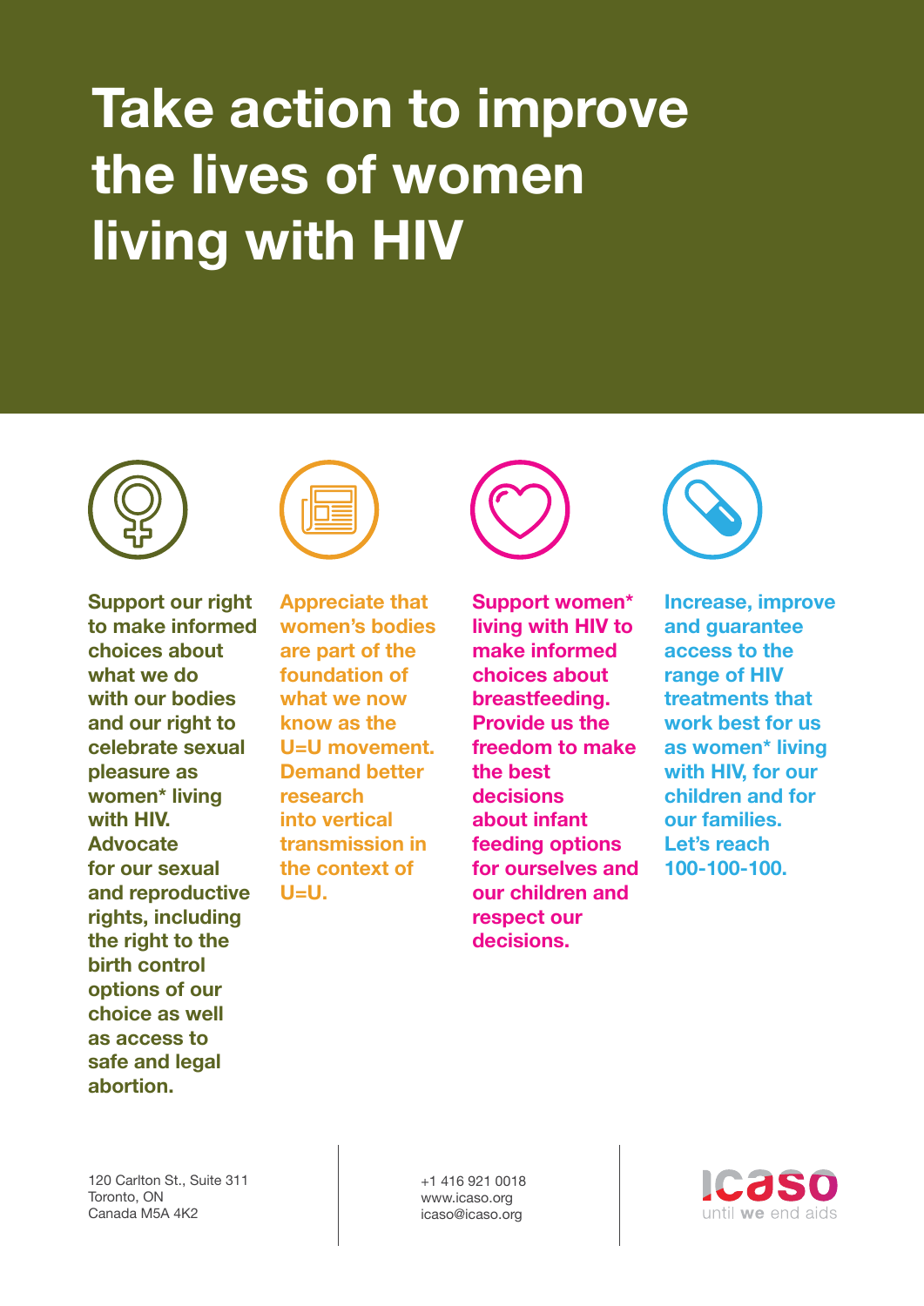# Take action to improve the lives of women living with HIV

**Support our right to make informed choices about what we do with our bodies and our right to celebrate sexual pleasure as women* living with HIV. Advocate for our sexual and reproductive rights, including the right to the birth control options of our choice as well as access to safe and legal abortion.**

**Appreciate that women's bodies are part of the foundation of what we now know as the U=U movement. Demand better research into vertical transmission in the context of U=U.**

**Support women* living with HIV to make informed choices about breastfeeding. Provide us the freedom to make the best decisions about infant feeding options for ourselves and our children and respect our decisions.**

**Increase, improve and guarantee access to the range of HIV treatments that work best for us as women* living with HIV, for our children and for our families. Let's reach 100-100-100.**

120 Carlton St., Suite 311
Toronto, ON
Canada M5A 4K2

+1 416 921 0018
www.icaso.org
icaso@icaso.org

icaso
until **we** end aids